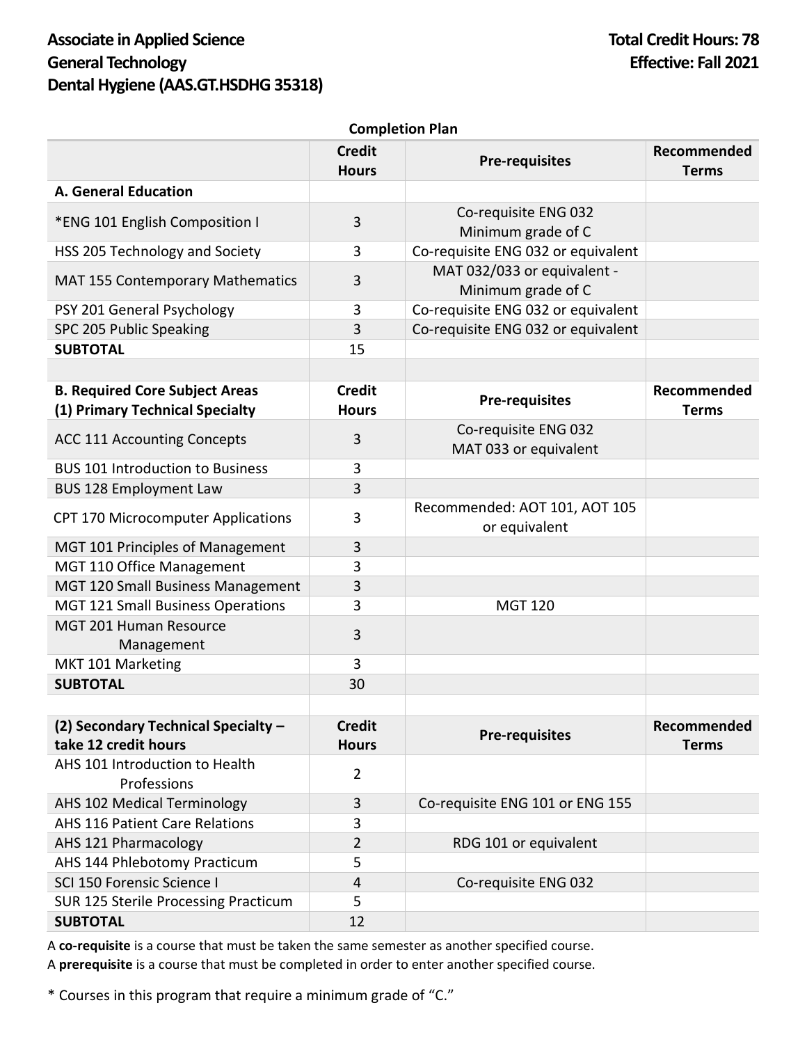**Associate in Applied Science**
**General Technology**
**Dental Hygiene (AAS.GT.HSDHG 35318)**

**Total Credit Hours: 78**
**Effective: Fall 2021**

**Completion Plan**

| | Credit Hours | Pre-requisites | Recommended Terms |
|---|---|---|---|
| **A. General Education** | | | |
| *ENG 101 English Composition I | 3 | Co-requisite ENG 032 Minimum grade of C | |
| HSS 205 Technology and Society | 3 | Co-requisite ENG 032 or equivalent | |
| MAT 155 Contemporary Mathematics | 3 | MAT 032/033 or equivalent - Minimum grade of C | |
| PSY 201 General Psychology | 3 | Co-requisite ENG 032 or equivalent | |
| SPC 205 Public Speaking | 3 | Co-requisite ENG 032 or equivalent | |
| **SUBTOTAL** | 15 | | |

| **B. Required Core Subject Areas (1) Primary Technical Specialty** | **Credit Hours** | **Pre-requisites** | **Recommended Terms** |
|---|---|---|---|
| ACC 111 Accounting Concepts | 3 | Co-requisite ENG 032 MAT 033 or equivalent | |
| BUS 101 Introduction to Business | 3 | | |
| BUS 128 Employment Law | 3 | | |
| CPT 170 Microcomputer Applications | 3 | Recommended: AOT 101, AOT 105 or equivalent | |
| MGT 101 Principles of Management | 3 | | |
| MGT 110 Office Management | 3 | | |
| MGT 120 Small Business Management | 3 | | |
| MGT 121 Small Business Operations | 3 | MGT 120 | |
| MGT 201 Human Resource Management | 3 | | |
| MKT 101 Marketing | 3 | | |
| **SUBTOTAL** | 30 | | |

| **(2) Secondary Technical Specialty – take 12 credit hours** | **Credit Hours** | **Pre-requisites** | **Recommended Terms** |
|---|---|---|---|
| AHS 101 Introduction to Health Professions | 2 | | |
| AHS 102 Medical Terminology | 3 | Co-requisite ENG 101 or ENG 155 | |
| AHS 116 Patient Care Relations | 3 | | |
| AHS 121 Pharmacology | 2 | RDG 101 or equivalent | |
| AHS 144 Phlebotomy Practicum | 5 | | |
| SCI 150 Forensic Science I | 4 | Co-requisite ENG 032 | |
| SUR 125 Sterile Processing Practicum | 5 | | |
| **SUBTOTAL** | 12 | | |

A **co-requisite** is a course that must be taken the same semester as another specified course.
A **prerequisite** is a course that must be completed in order to enter another specified course.

* Courses in this program that require a minimum grade of "C."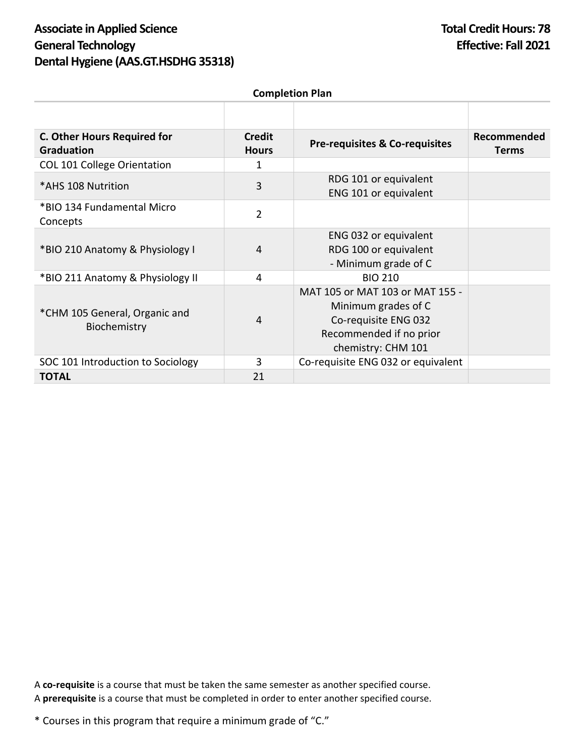**Associate in Applied Science**
**General Technology**
**Dental Hygiene (AAS.GT.HSDHG 35318)**

**Total Credit Hours: 78**
**Effective: Fall 2021**

**Completion Plan**

| C. Other Hours Required for Graduation | Credit Hours | Pre-requisites & Co-requisites | Recommended Terms |
|---|---|---|---|
| COL 101 College Orientation | 1 | | |
| *AHS 108 Nutrition | 3 | RDG 101 or equivalent<br>ENG 101 or equivalent | |
| *BIO 134 Fundamental Micro Concepts | 2 | | |
| *BIO 210 Anatomy & Physiology I | 4 | ENG 032 or equivalent<br>RDG 100 or equivalent<br>- Minimum grade of C | |
| *BIO 211 Anatomy & Physiology II | 4 | BIO 210 | |
| *CHM 105 General, Organic and Biochemistry | 4 | MAT 105 or MAT 103 or MAT 155 - Minimum grades of C<br>Co-requisite ENG 032<br>Recommended if no prior chemistry: CHM 101 | |
| SOC 101 Introduction to Sociology | 3 | Co-requisite ENG 032 or equivalent | |
| **TOTAL** | 21 | | |

A **co-requisite** is a course that must be taken the same semester as another specified course.
A **prerequisite** is a course that must be completed in order to enter another specified course.

* Courses in this program that require a minimum grade of "C."